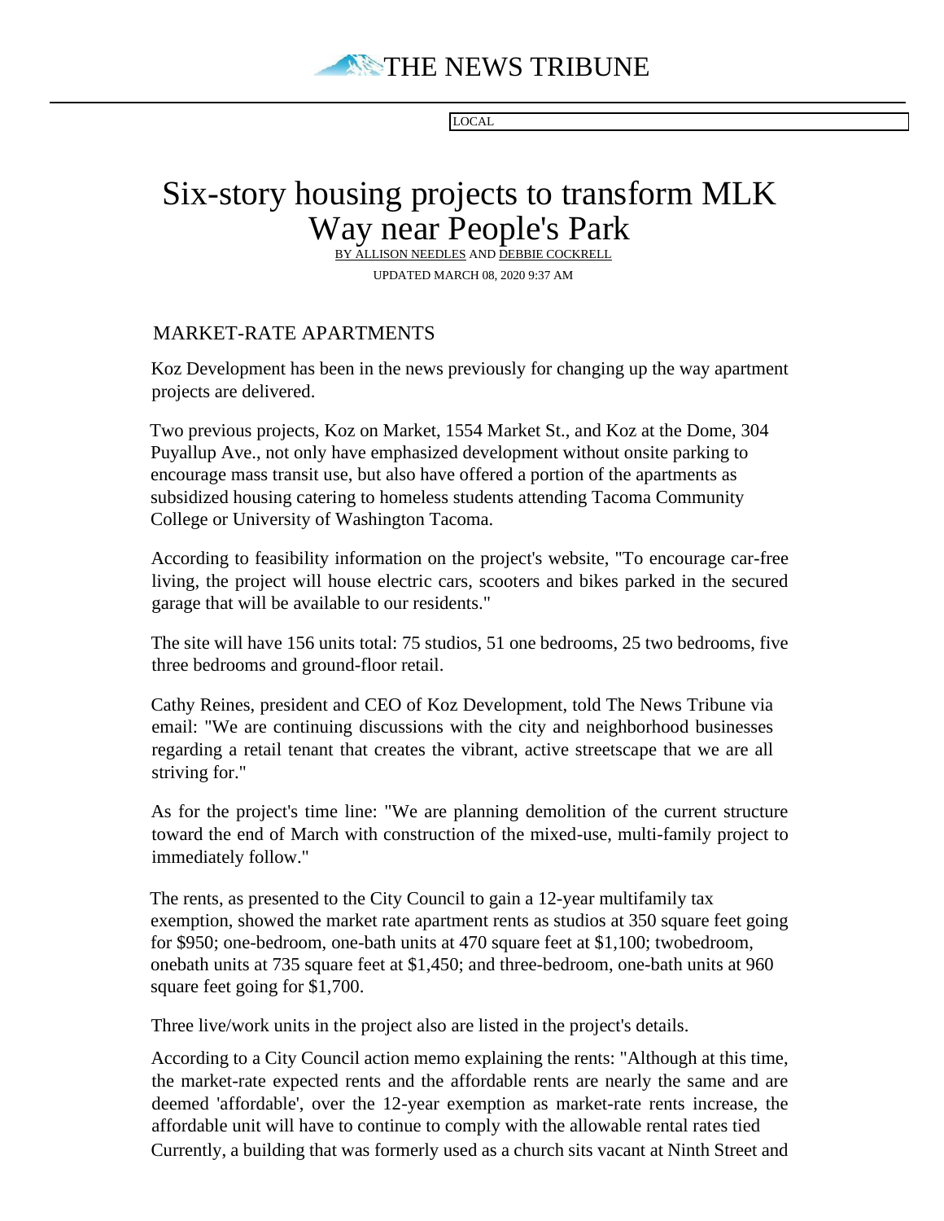THE NEWS TRIBUNE

LOCAL

# Six-story housing projects to transform MLK Way near People's Park

BY ALLISON NEEDLES AND DEBBIE COCKRELL

UPDATED MARCH 08, 2020 9:37 AM

## MARKET-RATE APARTMENTS

Koz Development has been in the news previously for changing up the way apartment projects are delivered.

Two previous projects, Koz on Market, 1554 Market St., and Koz at the Dome, 304 Puyallup Ave., not only have emphasized development without onsite parking to encourage mass transit use, but also have offered a portion of the apartments as subsidized housing catering to homeless students attending Tacoma Community College or University of Washington Tacoma.

According to feasibility information on the project's website, "To encourage car-free living, the project will house electric cars, scooters and bikes parked in the secured garage that will be available to our residents."

The site will have 156 units total: 75 studios, 51 one bedrooms, 25 two bedrooms, five three bedrooms and ground-floor retail.

Cathy Reines, president and CEO of Koz Development, told The News Tribune via email: "We are continuing discussions with the city and neighborhood businesses regarding a retail tenant that creates the vibrant, active streetscape that we are all striving for."

As for the project's time line: "We are planning demolition of the current structure toward the end of March with construction of the mixed-use, multi-family project to immediately follow."

The rents, as presented to the City Council to gain a 12-year multifamily tax exemption, showed the market rate apartment rents as studios at 350 square feet going for $950; one-bedroom, one-bath units at 470 square feet at $1,100; twobedroom, onebath units at 735 square feet at $1,450; and three-bedroom, one-bath units at 960 square feet going for $1,700.

Three live/work units in the project also are listed in the project's details.

According to a City Council action memo explaining the rents: "Although at this time, the market-rate expected rents and the affordable rents are nearly the same and are deemed 'affordable', over the 12-year exemption as market-rate rents increase, the affordable unit will have to continue to comply with the allowable rental rates tied

Currently, a building that was formerly used as a church sits vacant at Ninth Street and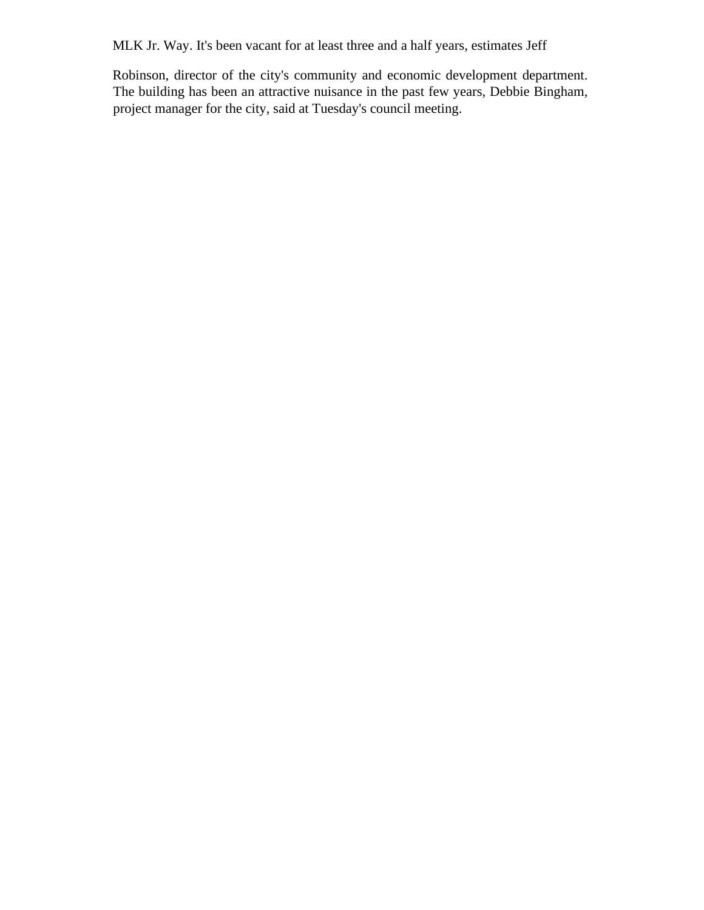MLK Jr. Way. It's been vacant for at least three and a half years, estimates Jeff

Robinson, director of the city's community and economic development department. The building has been an attractive nuisance in the past few years, Debbie Bingham, project manager for the city, said at Tuesday's council meeting.